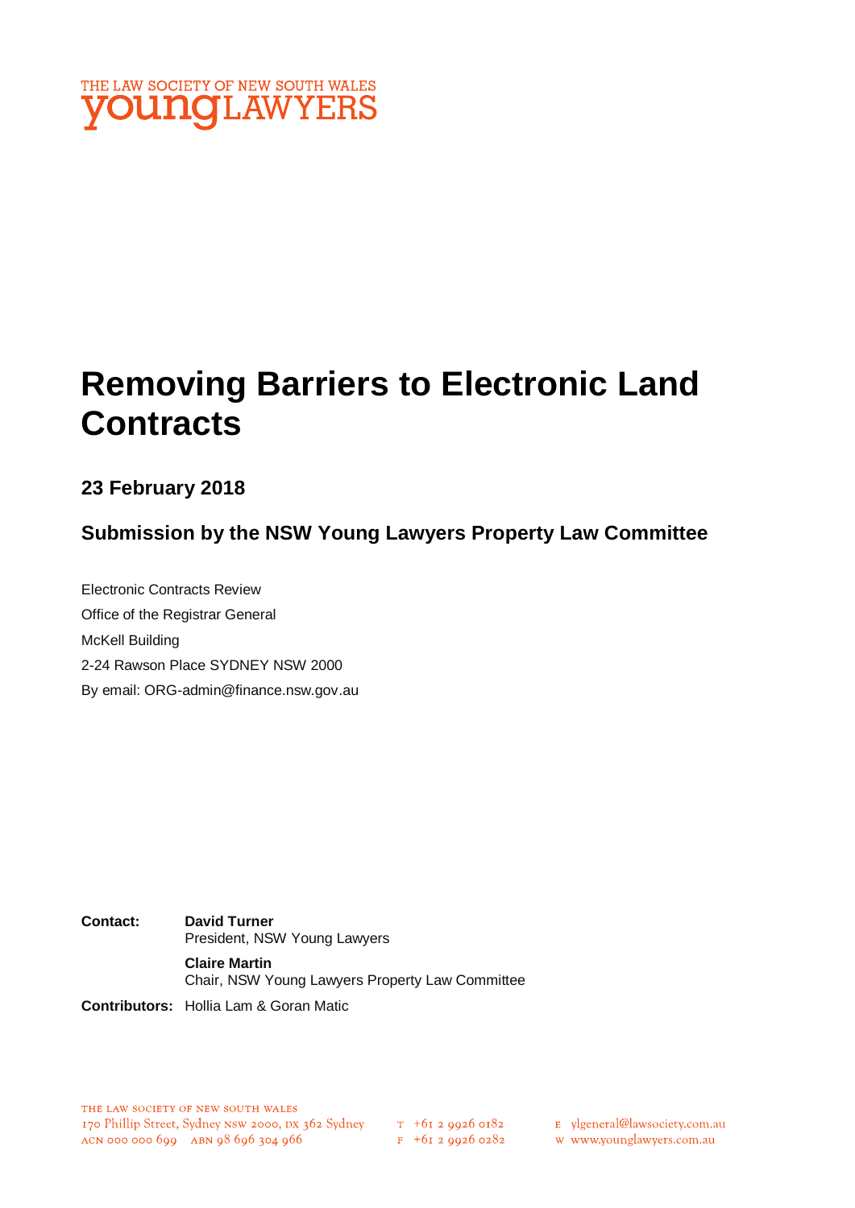THE LAW SOCIETY OF NEW SOUTH WALES
young LAWYERS

# Removing Barriers to Electronic Land Contracts

## 23 February 2018

## Submission by the NSW Young Lawyers Property Law Committee

Electronic Contracts Review
Office of the Registrar General
McKell Building
2-24 Rawson Place SYDNEY NSW 2000
By email: ORG-admin@finance.nsw.gov.au

**Contact:** **David Turner**
President, NSW Young Lawyers

**Claire Martin**
Chair, NSW Young Lawyers Property Law Committee

**Contributors:** Hollia Lam & Goran Matic

THE LAW SOCIETY OF NEW SOUTH WALES
170 Phillip Street, Sydney NSW 2000, DX 362 Sydney
ACN 000 000 699 ABN 98 696 304 966
T +61 2 9926 0182
F +61 2 9926 0282
E ylgeneral@lawsociety.com.au
W www.younglawyers.com.au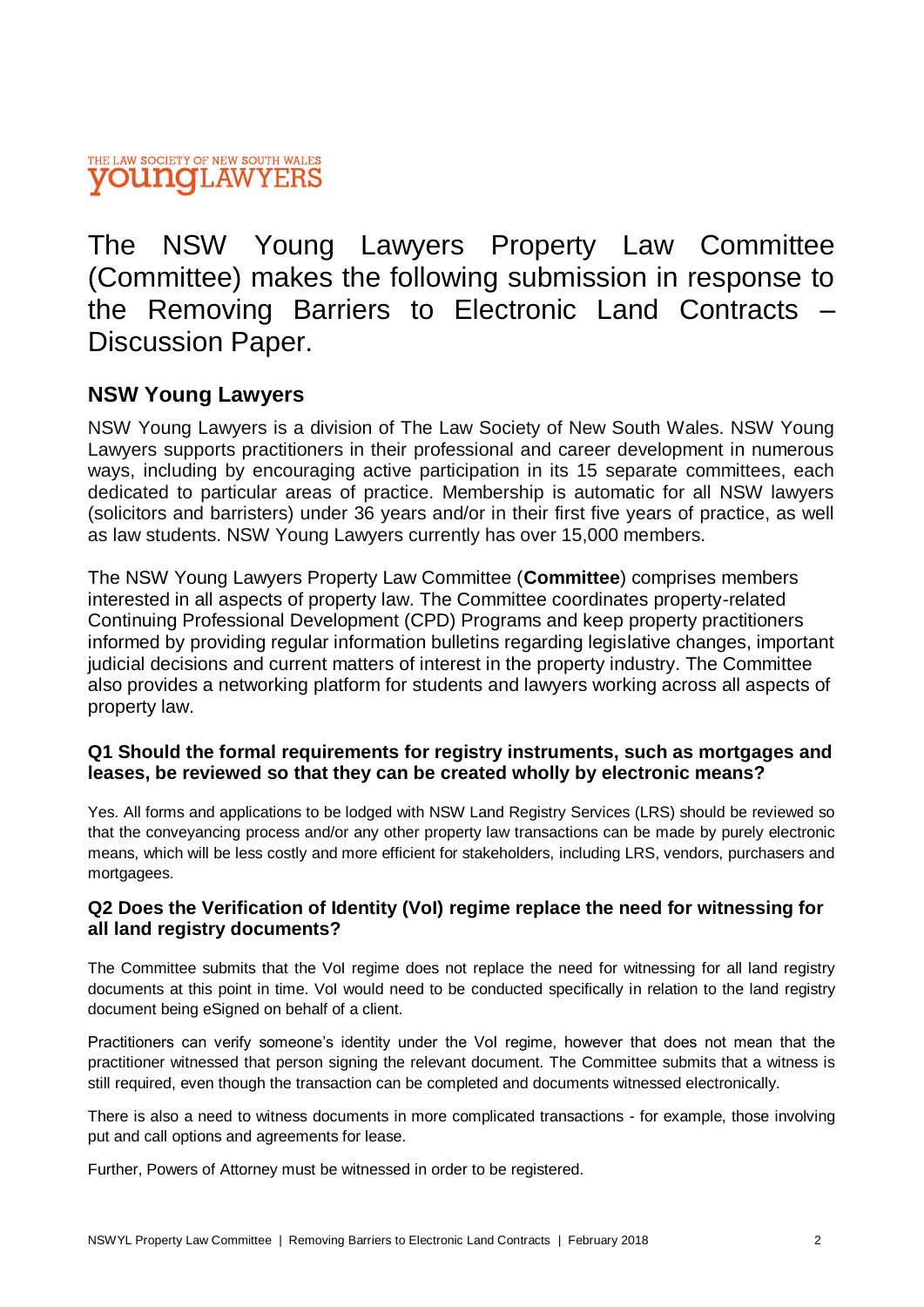THE LAW SOCIETY OF NEW SOUTH WALES
**young**LAWYERS

# The NSW Young Lawyers Property Law Committee (Committee) makes the following submission in response to the Removing Barriers to Electronic Land Contracts – Discussion Paper.

## NSW Young Lawyers

NSW Young Lawyers is a division of The Law Society of New South Wales. NSW Young Lawyers supports practitioners in their professional and career development in numerous ways, including by encouraging active participation in its 15 separate committees, each dedicated to particular areas of practice. Membership is automatic for all NSW lawyers (solicitors and barristers) under 36 years and/or in their first five years of practice, as well as law students. NSW Young Lawyers currently has over 15,000 members.

The NSW Young Lawyers Property Law Committee (**Committee**) comprises members interested in all aspects of property law. The Committee coordinates property-related Continuing Professional Development (CPD) Programs and keep property practitioners informed by providing regular information bulletins regarding legislative changes, important judicial decisions and current matters of interest in the property industry. The Committee also provides a networking platform for students and lawyers working across all aspects of property law.

### Q1 Should the formal requirements for registry instruments, such as mortgages and leases, be reviewed so that they can be created wholly by electronic means?

Yes. All forms and applications to be lodged with NSW Land Registry Services (LRS) should be reviewed so that the conveyancing process and/or any other property law transactions can be made by purely electronic means, which will be less costly and more efficient for stakeholders, including LRS, vendors, purchasers and mortgagees.

### Q2 Does the Verification of Identity (VoI) regime replace the need for witnessing for all land registry documents?

The Committee submits that the VoI regime does not replace the need for witnessing for all land registry documents at this point in time. VoI would need to be conducted specifically in relation to the land registry document being eSigned on behalf of a client.

Practitioners can verify someone's identity under the VoI regime, however that does not mean that the practitioner witnessed that person signing the relevant document. The Committee submits that a witness is still required, even though the transaction can be completed and documents witnessed electronically.

There is also a need to witness documents in more complicated transactions - for example, those involving put and call options and agreements for lease.

Further, Powers of Attorney must be witnessed in order to be registered.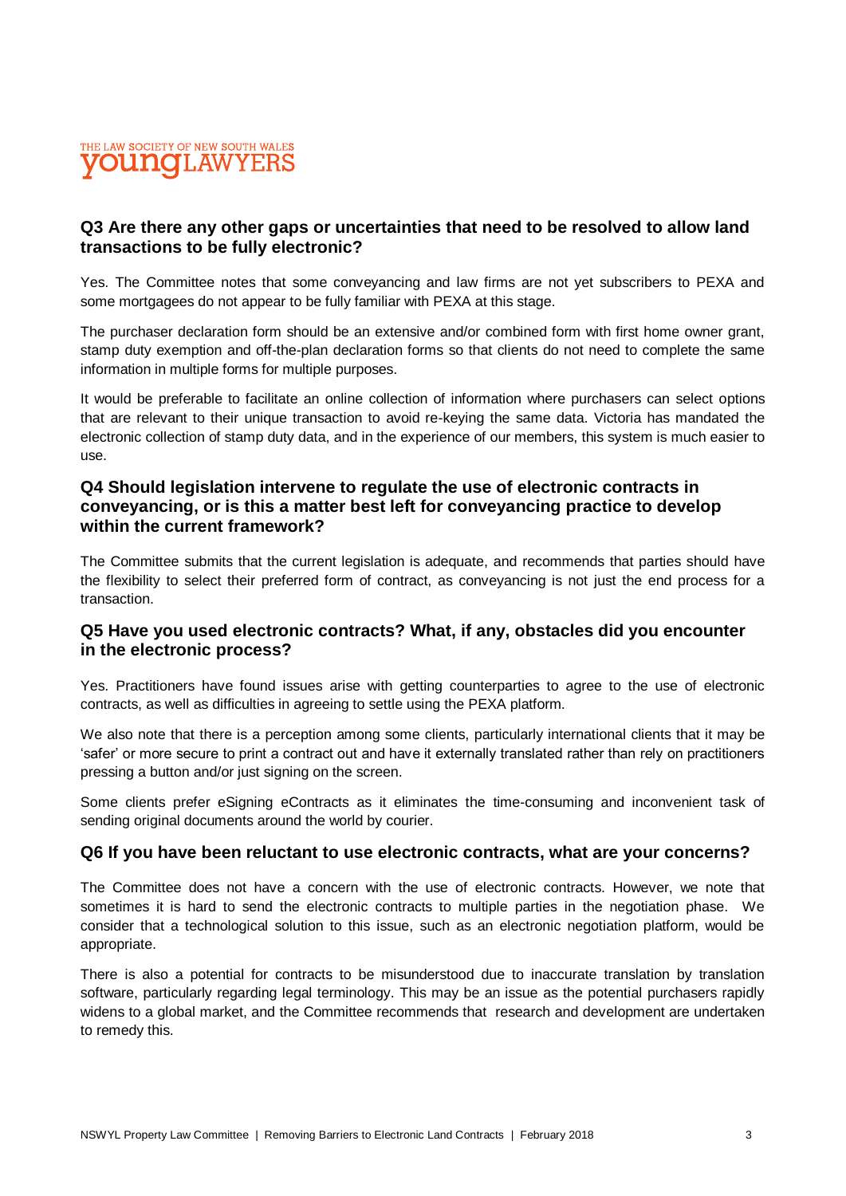### Q3 Are there any other gaps or uncertainties that need to be resolved to allow land transactions to be fully electronic?

Yes. The Committee notes that some conveyancing and law firms are not yet subscribers to PEXA and some mortgagees do not appear to be fully familiar with PEXA at this stage.

The purchaser declaration form should be an extensive and/or combined form with first home owner grant, stamp duty exemption and off-the-plan declaration forms so that clients do not need to complete the same information in multiple forms for multiple purposes.

It would be preferable to facilitate an online collection of information where purchasers can select options that are relevant to their unique transaction to avoid re-keying the same data. Victoria has mandated the electronic collection of stamp duty data, and in the experience of our members, this system is much easier to use.

### Q4 Should legislation intervene to regulate the use of electronic contracts in conveyancing, or is this a matter best left for conveyancing practice to develop within the current framework?

The Committee submits that the current legislation is adequate, and recommends that parties should have the flexibility to select their preferred form of contract, as conveyancing is not just the end process for a transaction.

### Q5 Have you used electronic contracts? What, if any, obstacles did you encounter in the electronic process?

Yes. Practitioners have found issues arise with getting counterparties to agree to the use of electronic contracts, as well as difficulties in agreeing to settle using the PEXA platform.

We also note that there is a perception among some clients, particularly international clients that it may be 'safer' or more secure to print a contract out and have it externally translated rather than rely on practitioners pressing a button and/or just signing on the screen.

Some clients prefer eSigning eContracts as it eliminates the time-consuming and inconvenient task of sending original documents around the world by courier.

### Q6 If you have been reluctant to use electronic contracts, what are your concerns?

The Committee does not have a concern with the use of electronic contracts. However, we note that sometimes it is hard to send the electronic contracts to multiple parties in the negotiation phase. We consider that a technological solution to this issue, such as an electronic negotiation platform, would be appropriate.

There is also a potential for contracts to be misunderstood due to inaccurate translation by translation software, particularly regarding legal terminology. This may be an issue as the potential purchasers rapidly widens to a global market, and the Committee recommends that research and development are undertaken to remedy this.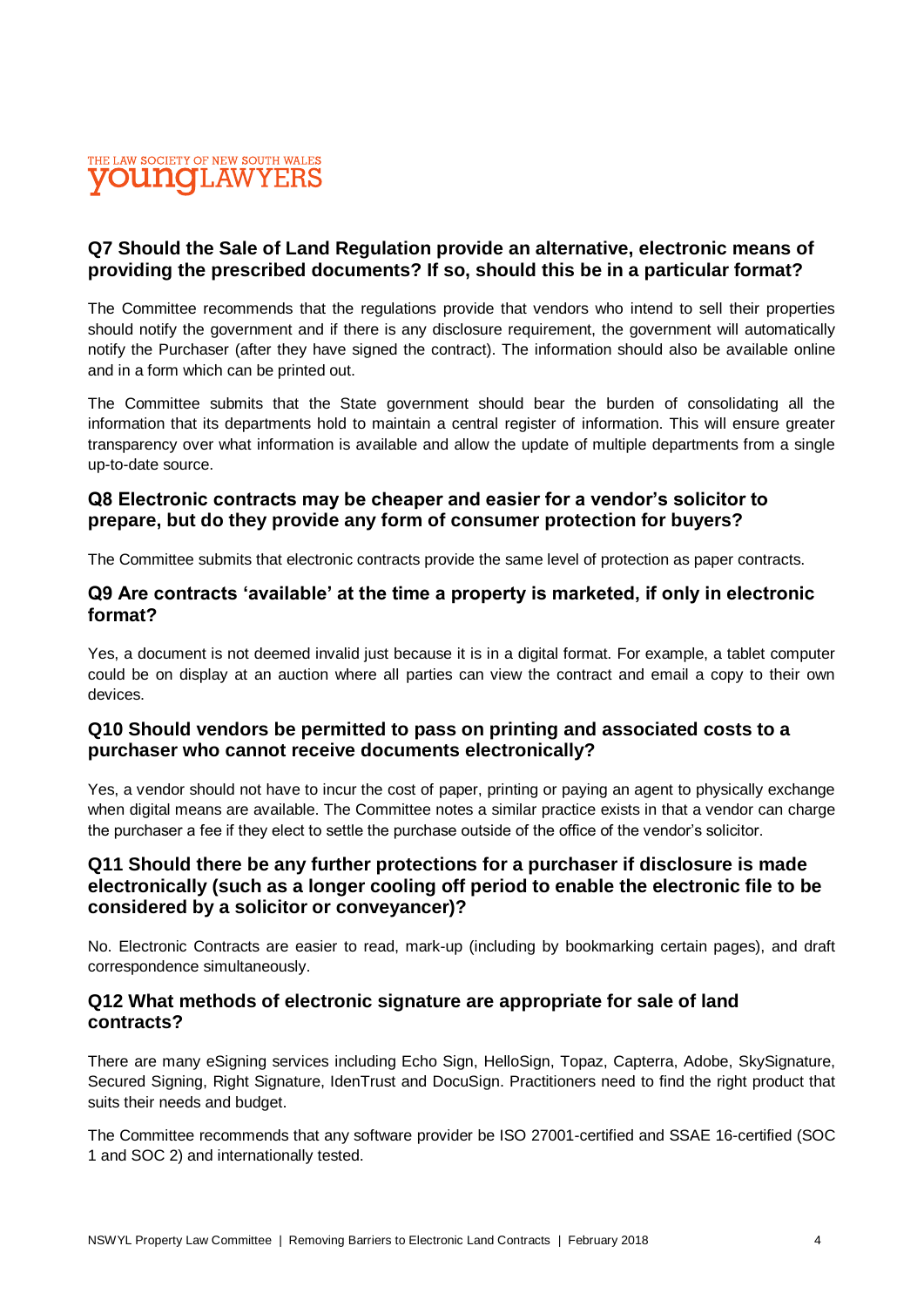### Q7 Should the Sale of Land Regulation provide an alternative, electronic means of providing the prescribed documents? If so, should this be in a particular format?

The Committee recommends that the regulations provide that vendors who intend to sell their properties should notify the government and if there is any disclosure requirement, the government will automatically notify the Purchaser (after they have signed the contract). The information should also be available online and in a form which can be printed out.

The Committee submits that the State government should bear the burden of consolidating all the information that its departments hold to maintain a central register of information. This will ensure greater transparency over what information is available and allow the update of multiple departments from a single up-to-date source.

### Q8 Electronic contracts may be cheaper and easier for a vendor's solicitor to prepare, but do they provide any form of consumer protection for buyers?

The Committee submits that electronic contracts provide the same level of protection as paper contracts.

### Q9 Are contracts 'available' at the time a property is marketed, if only in electronic format?

Yes, a document is not deemed invalid just because it is in a digital format. For example, a tablet computer could be on display at an auction where all parties can view the contract and email a copy to their own devices.

### Q10 Should vendors be permitted to pass on printing and associated costs to a purchaser who cannot receive documents electronically?

Yes, a vendor should not have to incur the cost of paper, printing or paying an agent to physically exchange when digital means are available. The Committee notes a similar practice exists in that a vendor can charge the purchaser a fee if they elect to settle the purchase outside of the office of the vendor's solicitor.

### Q11 Should there be any further protections for a purchaser if disclosure is made electronically (such as a longer cooling off period to enable the electronic file to be considered by a solicitor or conveyancer)?

No. Electronic Contracts are easier to read, mark-up (including by bookmarking certain pages), and draft correspondence simultaneously.

### Q12 What methods of electronic signature are appropriate for sale of land contracts?

There are many eSigning services including Echo Sign, HelloSign, Topaz, Capterra, Adobe, SkySignature, Secured Signing, Right Signature, IdenTrust and DocuSign. Practitioners need to find the right product that suits their needs and budget.

The Committee recommends that any software provider be ISO 27001-certified and SSAE 16-certified (SOC 1 and SOC 2) and internationally tested.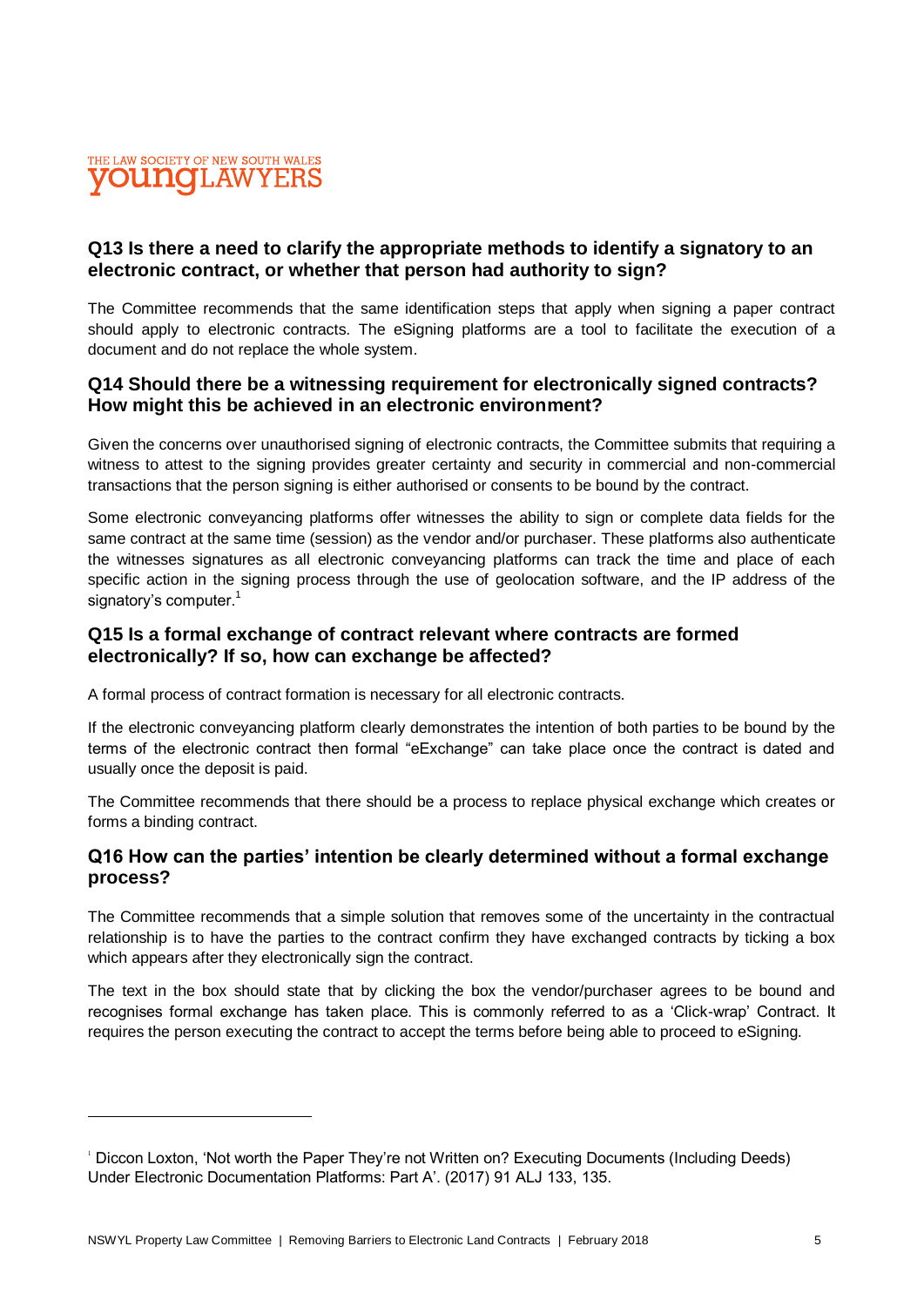## Q13 Is there a need to clarify the appropriate methods to identify a signatory to an electronic contract, or whether that person had authority to sign?

The Committee recommends that the same identification steps that apply when signing a paper contract should apply to electronic contracts. The eSigning platforms are a tool to facilitate the execution of a document and do not replace the whole system.

## Q14 Should there be a witnessing requirement for electronically signed contracts? How might this be achieved in an electronic environment?

Given the concerns over unauthorised signing of electronic contracts, the Committee submits that requiring a witness to attest to the signing provides greater certainty and security in commercial and non-commercial transactions that the person signing is either authorised or consents to be bound by the contract.

Some electronic conveyancing platforms offer witnesses the ability to sign or complete data fields for the same contract at the same time (session) as the vendor and/or purchaser. These platforms also authenticate the witnesses signatures as all electronic conveyancing platforms can track the time and place of each specific action in the signing process through the use of geolocation software, and the IP address of the signatory's computer.[1]

## Q15 Is a formal exchange of contract relevant where contracts are formed electronically? If so, how can exchange be affected?

A formal process of contract formation is necessary for all electronic contracts.

If the electronic conveyancing platform clearly demonstrates the intention of both parties to be bound by the terms of the electronic contract then formal "eExchange" can take place once the contract is dated and usually once the deposit is paid.

The Committee recommends that there should be a process to replace physical exchange which creates or forms a binding contract.

## Q16 How can the parties' intention be clearly determined without a formal exchange process?

The Committee recommends that a simple solution that removes some of the uncertainty in the contractual relationship is to have the parties to the contract confirm they have exchanged contracts by ticking a box which appears after they electronically sign the contract.

The text in the box should state that by clicking the box the vendor/purchaser agrees to be bound and recognises formal exchange has taken place. This is commonly referred to as a 'Click-wrap' Contract. It requires the person executing the contract to accept the terms before being able to proceed to eSigning.

---

[1] Diccon Loxton, 'Not worth the Paper They're not Written on? Executing Documents (Including Deeds) Under Electronic Documentation Platforms: Part A'. (2017) 91 ALJ 133, 135.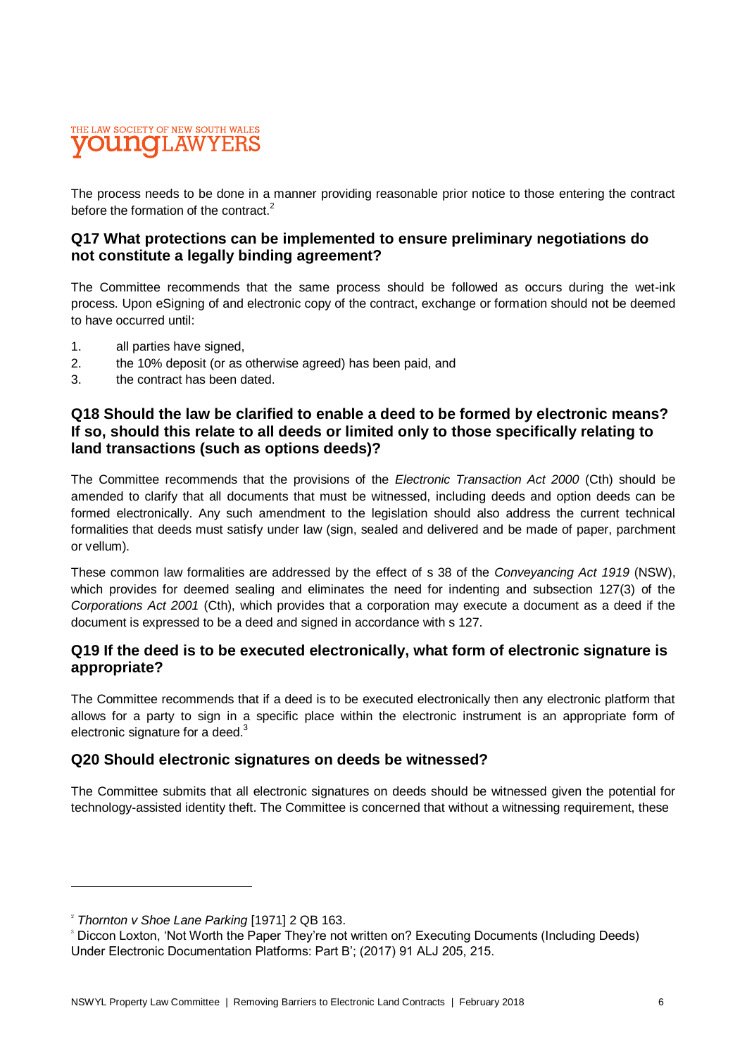The process needs to be done in a manner providing reasonable prior notice to those entering the contract before the formation of the contract.[2]

## Q17 What protections can be implemented to ensure preliminary negotiations do not constitute a legally binding agreement?

The Committee recommends that the same process should be followed as occurs during the wet-ink process. Upon eSigning of and electronic copy of the contract, exchange or formation should not be deemed to have occurred until:

1. all parties have signed,
2. the 10% deposit (or as otherwise agreed) has been paid, and
3. the contract has been dated.

## Q18 Should the law be clarified to enable a deed to be formed by electronic means? If so, should this relate to all deeds or limited only to those specifically relating to land transactions (such as options deeds)?

The Committee recommends that the provisions of the *Electronic Transaction Act 2000* (Cth) should be amended to clarify that all documents that must be witnessed, including deeds and option deeds can be formed electronically. Any such amendment to the legislation should also address the current technical formalities that deeds must satisfy under law (sign, sealed and delivered and be made of paper, parchment or vellum).

These common law formalities are addressed by the effect of s 38 of the *Conveyancing Act 1919* (NSW), which provides for deemed sealing and eliminates the need for indenting and subsection 127(3) of the *Corporations Act 2001* (Cth), which provides that a corporation may execute a document as a deed if the document is expressed to be a deed and signed in accordance with s 127.

## Q19 If the deed is to be executed electronically, what form of electronic signature is appropriate?

The Committee recommends that if a deed is to be executed electronically then any electronic platform that allows for a party to sign in a specific place within the electronic instrument is an appropriate form of electronic signature for a deed.[3]

## Q20 Should electronic signatures on deeds be witnessed?

The Committee submits that all electronic signatures on deeds should be witnessed given the potential for technology-assisted identity theft. The Committee is concerned that without a witnessing requirement, these

---

[2] *Thornton v Shoe Lane Parking* [1971] 2 QB 163.

[3] Diccon Loxton, 'Not Worth the Paper They're not written on? Executing Documents (Including Deeds) Under Electronic Documentation Platforms: Part B'; (2017) 91 ALJ 205, 215.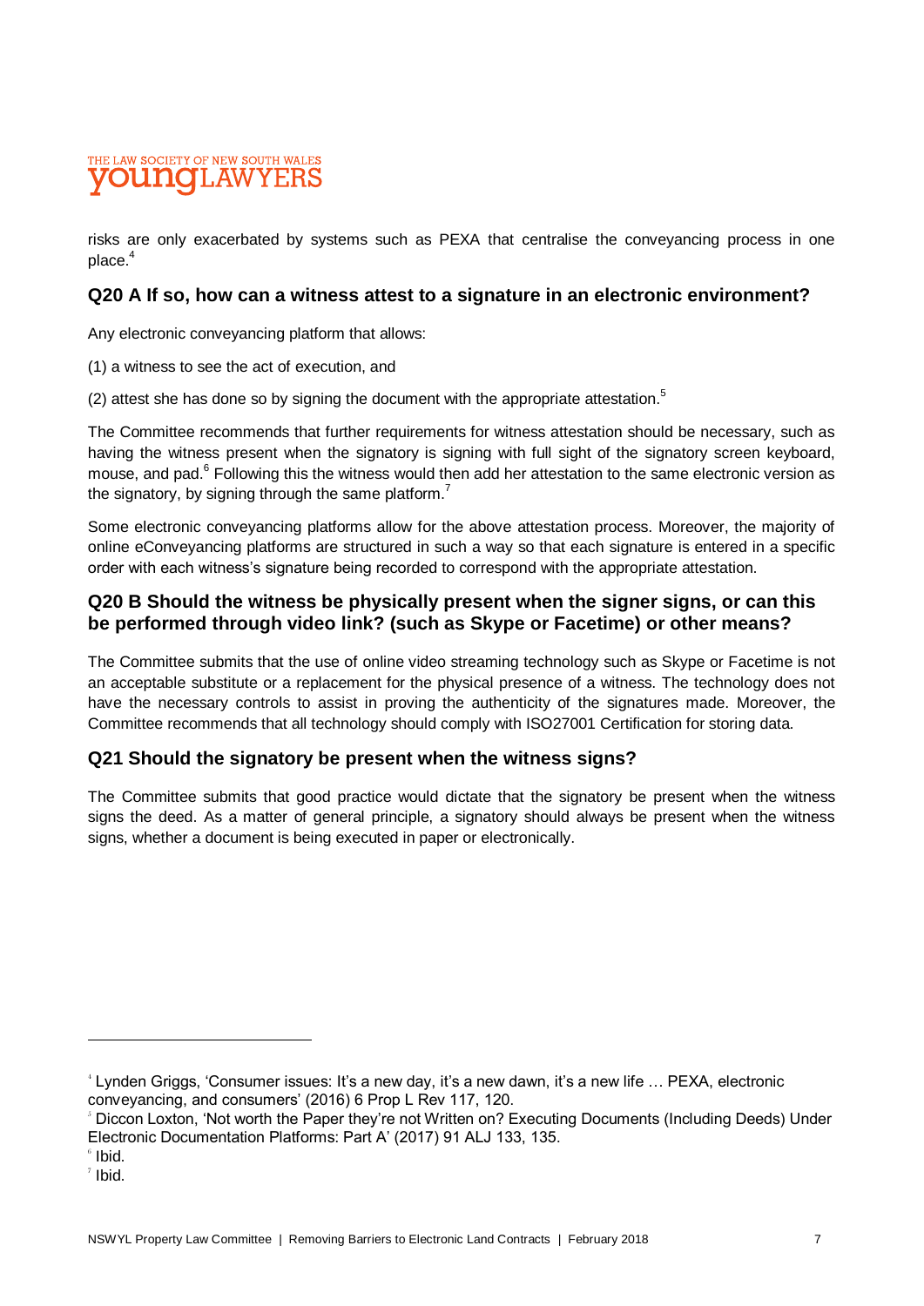risks are only exacerbated by systems such as PEXA that centralise the conveyancing process in one place.[4]

### Q20 A If so, how can a witness attest to a signature in an electronic environment?

Any electronic conveyancing platform that allows:

(1) a witness to see the act of execution, and

(2) attest she has done so by signing the document with the appropriate attestation.[5]

The Committee recommends that further requirements for witness attestation should be necessary, such as having the witness present when the signatory is signing with full sight of the signatory screen keyboard, mouse, and pad.[6] Following this the witness would then add her attestation to the same electronic version as the signatory, by signing through the same platform.[7]

Some electronic conveyancing platforms allow for the above attestation process. Moreover, the majority of online eConveyancing platforms are structured in such a way so that each signature is entered in a specific order with each witness's signature being recorded to correspond with the appropriate attestation.

### Q20 B Should the witness be physically present when the signer signs, or can this be performed through video link? (such as Skype or Facetime) or other means?

The Committee submits that the use of online video streaming technology such as Skype or Facetime is not an acceptable substitute or a replacement for the physical presence of a witness. The technology does not have the necessary controls to assist in proving the authenticity of the signatures made. Moreover, the Committee recommends that all technology should comply with ISO27001 Certification for storing data.

### Q21 Should the signatory be present when the witness signs?

The Committee submits that good practice would dictate that the signatory be present when the witness signs the deed. As a matter of general principle, a signatory should always be present when the witness signs, whether a document is being executed in paper or electronically.

---

[4] Lynden Griggs, 'Consumer issues: It's a new day, it's a new dawn, it's a new life … PEXA, electronic conveyancing, and consumers' (2016) 6 Prop L Rev 117, 120.

[5] Diccon Loxton, 'Not worth the Paper they're not Written on? Executing Documents (Including Deeds) Under Electronic Documentation Platforms: Part A' (2017) 91 ALJ 133, 135.

[6] Ibid.

[7] Ibid.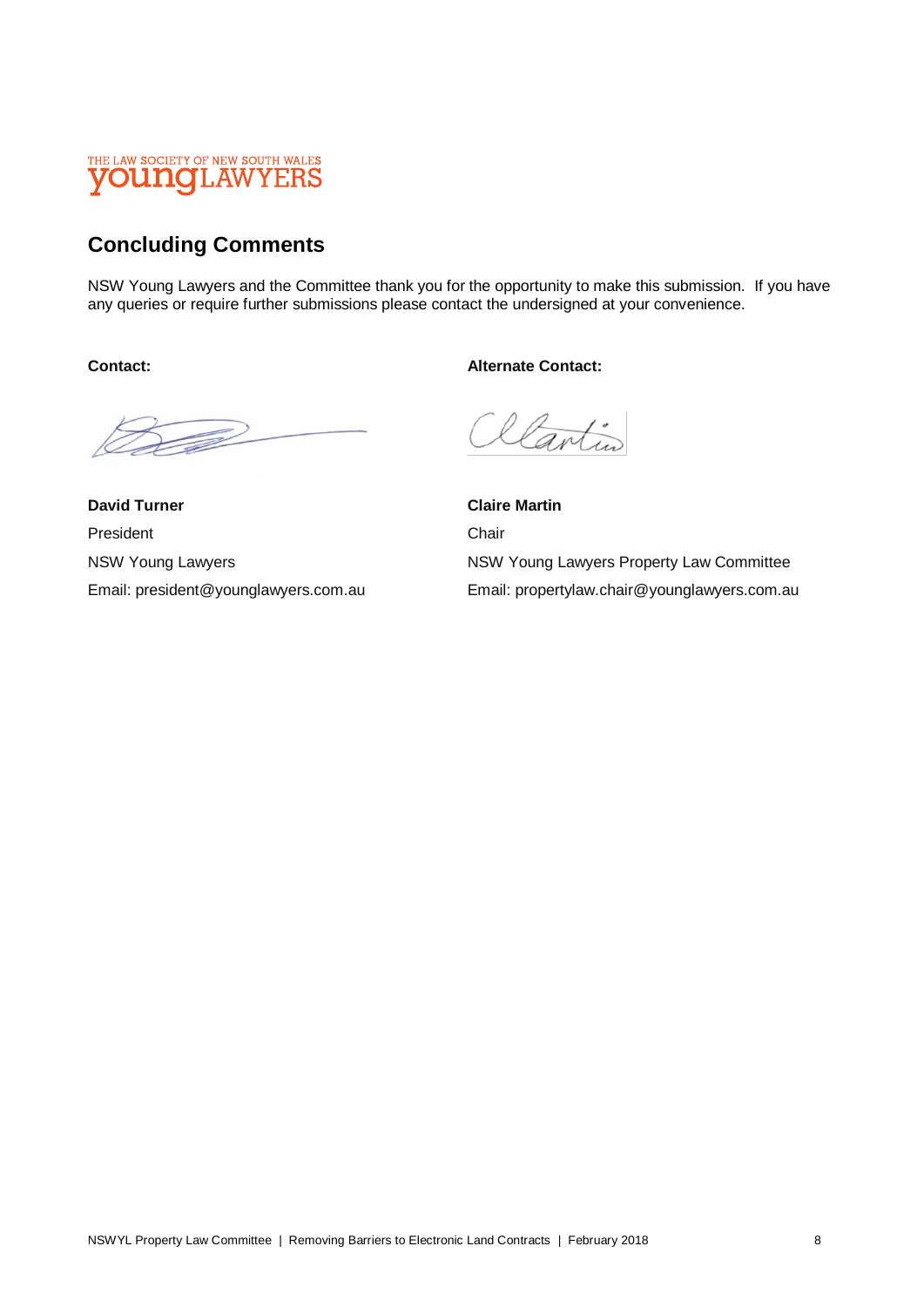## Concluding Comments

NSW Young Lawyers and the Committee thank you for the opportunity to make this submission. If you have any queries or require further submissions please contact the undersigned at your convenience.

**Contact:**

**David Turner**
President
NSW Young Lawyers
Email: president@younglawyers.com.au

**Alternate Contact:**

**Claire Martin**
Chair
NSW Young Lawyers Property Law Committee
Email: propertylaw.chair@younglawyers.com.au